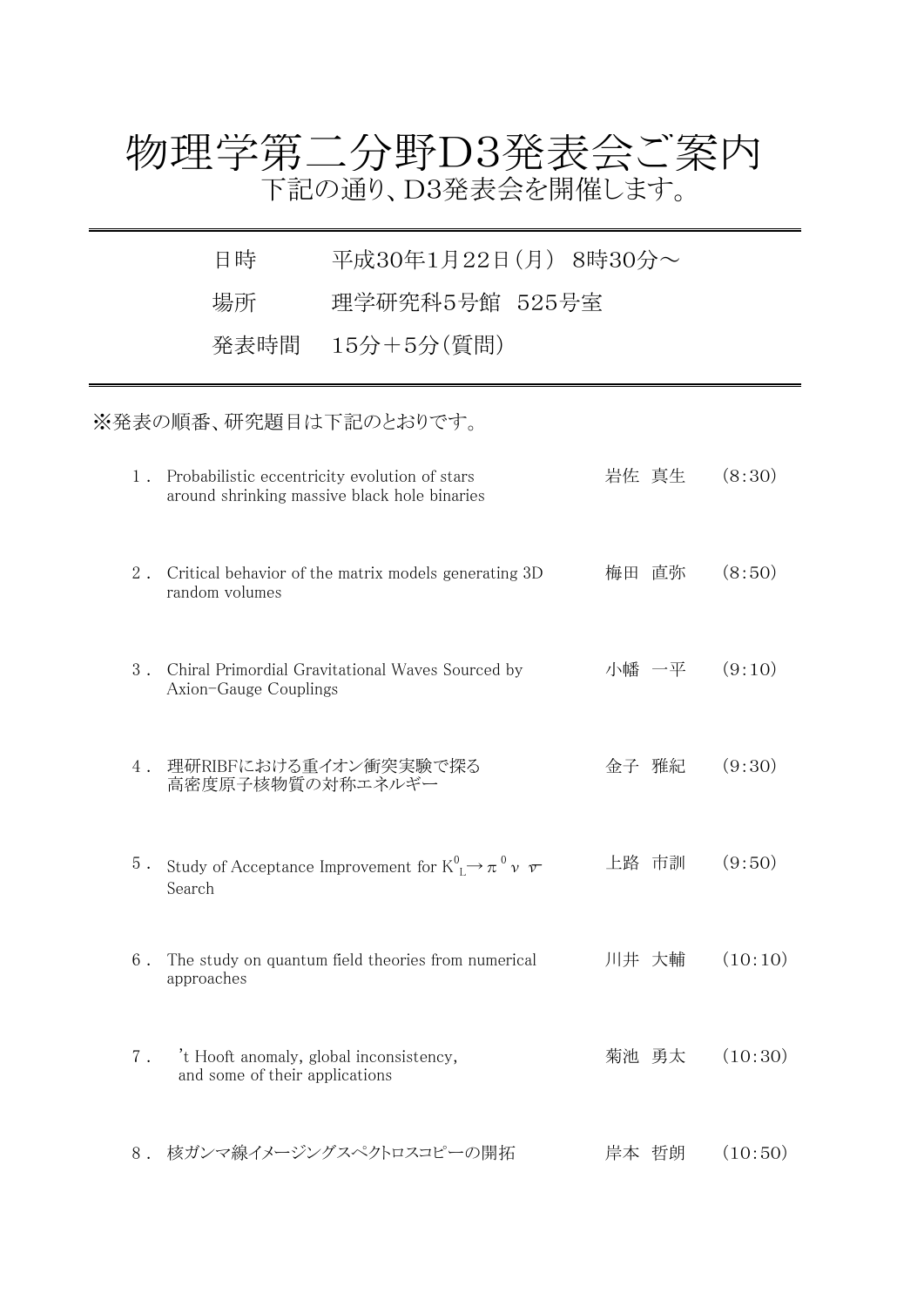# 物理学第二分野D3発表会ご案内

下記の通り、D3発表会を開催します。

---

| | |
|---|---|
| 日時 | 平成30年1月22日(月)　8時30分～ |
| 場所 | 理学研究科5号館　525号室 |
| 発表時間 | 15分＋5分(質問) |

---

※発表の順番、研究題目は下記のとおりです。

| No. | 研究題目 | 氏名 | 時間 |
|---|---|---|---|
| 1. | Probabilistic eccentricity evolution of stars around shrinking massive black hole binaries | 岩佐 真生 | (8:30) |
| 2. | Critical behavior of the matrix models generating 3D random volumes | 梅田 直弥 | (8:50) |
| 3. | Chiral Primordial Gravitational Waves Sourced by Axion-Gauge Couplings | 小幡 一平 | (9:10) |
| 4. | 理研RIBFにおける重イオン衝突実験で探る高密度原子核物質の対称エネルギー | 金子 雅紀 | (9:30) |
| 5. | Study of Acceptance Improvement for $K^0_L \to \pi^0 \nu \bar{\nu}$ Search | 上路 市訓 | (9:50) |
| 6. | The study on quantum field theories from numerical approaches | 川井 大輔 | (10:10) |
| 7. | 't Hooft anomaly, global inconsistency, and some of their applications | 菊池 勇太 | (10:30) |
| 8. | 核ガンマ線イメージングスペクトロスコピーの開拓 | 岸本 哲朗 | (10:50) |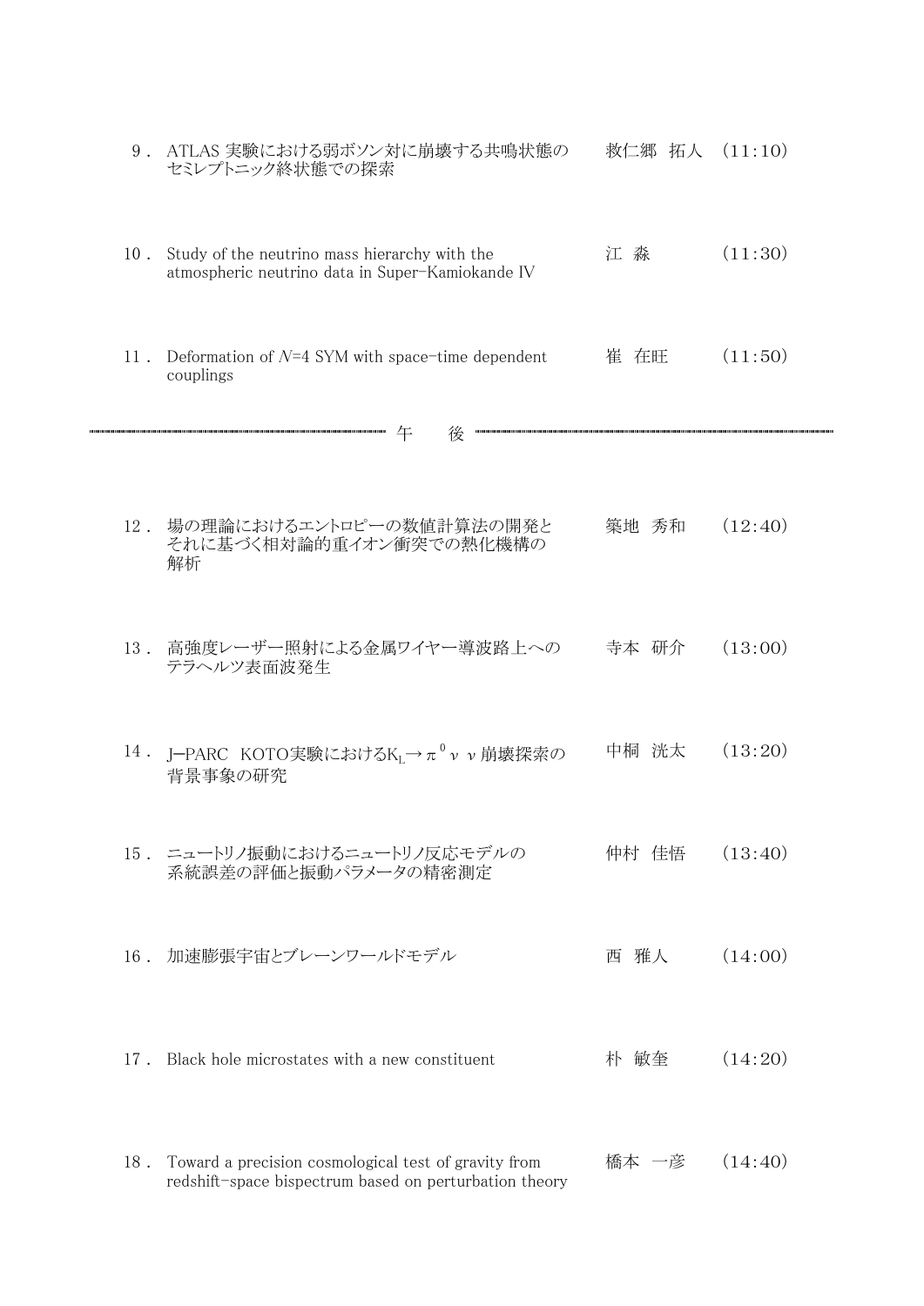9．ATLAS 実験における弱ボソン対に崩壊する共鳴状態のセミレプトニック終状態での探索　救仁郷 拓人　(11:10)

10．Study of the neutrino mass hierarchy with the atmospheric neutrino data in Super-Kamiokande IV　江 淼　(11:30)

11．Deformation of $\mathcal{N}$=4 SYM with space-time dependent couplings　崔 在旺　(11:50)

---------- 午　後 ----------

12．場の理論におけるエントロピーの数値計算法の開発とそれに基づく相対論的重イオン衝突での熱化機構の解析　築地 秀和　(12:40)

13．高強度レーザー照射による金属ワイヤー導波路上へのテラヘルツ表面波発生　寺本 研介　(13:00)

14．J-PARC　KOTO実験における$K_L \to \pi^0 \nu \nu$崩壊探索の背景事象の研究　中桐 洸太　(13:20)

15．ニュートリノ振動におけるニュートリノ反応モデルの系統誤差の評価と振動パラメータの精密測定　仲村 佳悟　(13:40)

16．加速膨張宇宙とブレーンワールドモデル　西 雅人　(14:00)

17．Black hole microstates with a new constituent　朴 敏奎　(14:20)

18．Toward a precision cosmological test of gravity from redshift-space bispectrum based on perturbation theory　橋本 一彦　(14:40)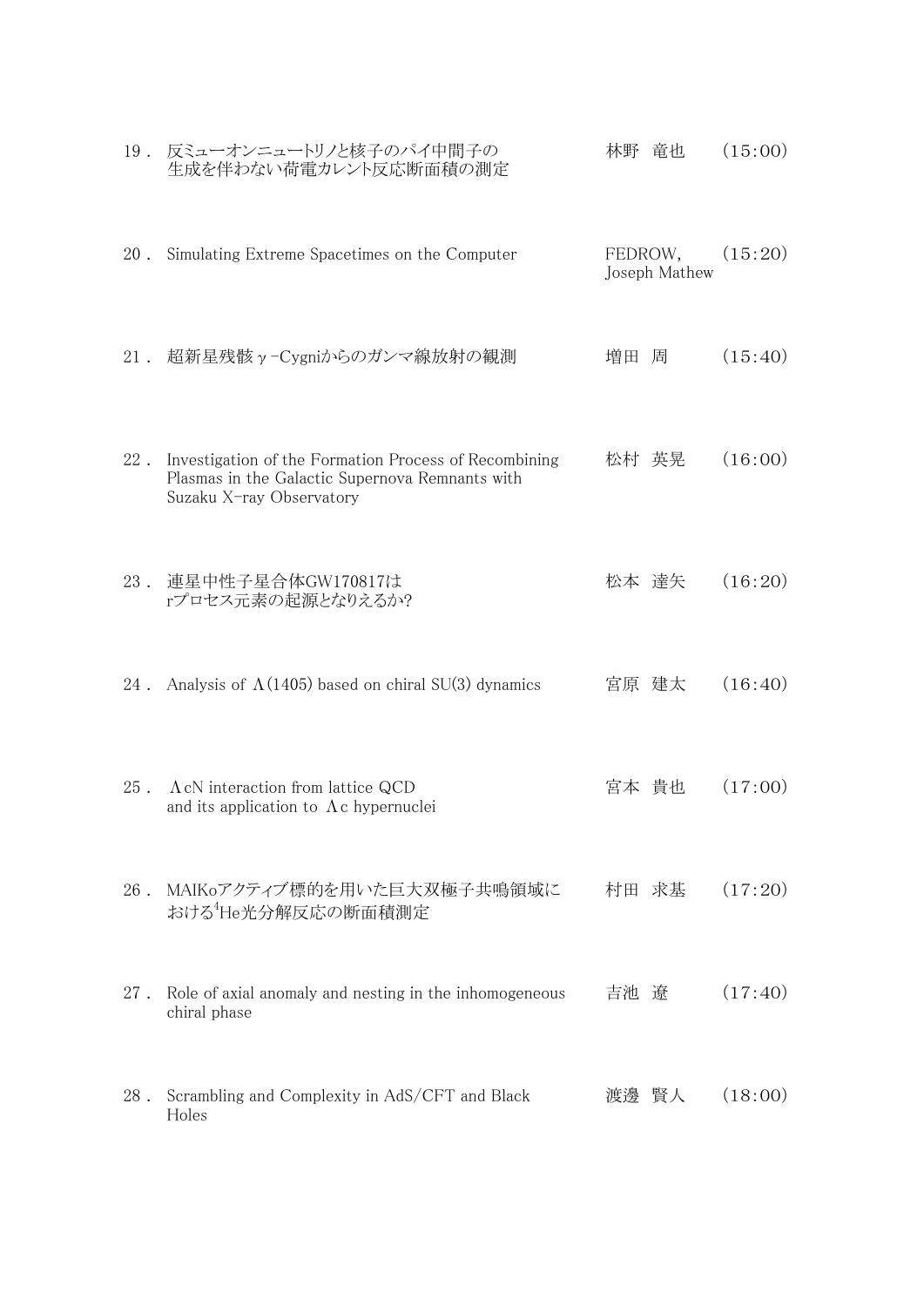| | | | |
|---|---|---|---|
| 19． | 反ミューオンニュートリノと核子のパイ中間子の生成を伴わない荷電カレント反応断面積の測定 | 林野 竜也 | (15:00) |
| 20． | Simulating Extreme Spacetimes on the Computer | FEDROW, Joseph Mathew | (15:20) |
| 21． | 超新星残骸γ-Cygniからのガンマ線放射の観測 | 増田 周 | (15:40) |
| 22． | Investigation of the Formation Process of Recombining Plasmas in the Galactic Supernova Remnants with Suzaku X-ray Observatory | 松村 英晃 | (16:00) |
| 23． | 連星中性子星合体GW170817はrプロセス元素の起源となりえるか? | 松本 達矢 | (16:20) |
| 24． | Analysis of Λ(1405) based on chiral SU(3) dynamics | 宮原 建太 | (16:40) |
| 25． | ΛcN interaction from lattice QCD and its application to Λc hypernuclei | 宮本 貴也 | (17:00) |
| 26． | MAIKoアクティブ標的を用いた巨大双極子共鳴領域における$^{4}$He光分解反応の断面積測定 | 村田 求基 | (17:20) |
| 27． | Role of axial anomaly and nesting in the inhomogeneous chiral phase | 吉池 遼 | (17:40) |
| 28． | Scrambling and Complexity in AdS/CFT and Black Holes | 渡邊 賢人 | (18:00) |